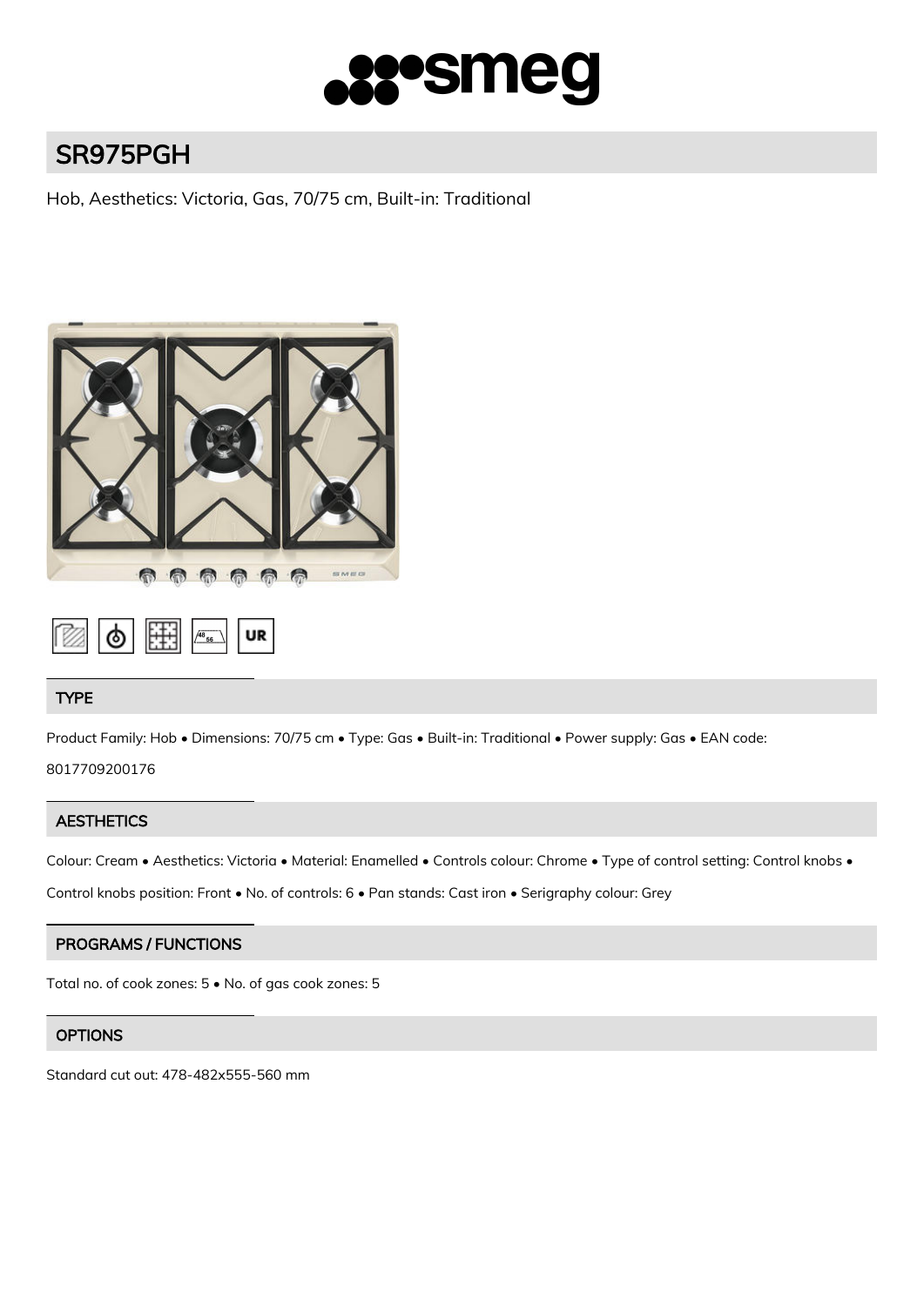# SR975PGH

Hob, Aesthetics: Victoria, Gas, 70/75 cm, Built-in: Traditional

## TYPE

Product Family: Hob • Dimensions: 70/75 cm • Type: Gas • Built-in: Traditional • Power supply: Gas • EAN code: 8017709200176

## AESTHETICS

Colour: Cream • Aesthetics: Victoria • Material: Enamelled • Controls colour: Chrome • Type of control setting: Control knobs • Control knobs position: Front • No. of controls: 6 • Pan stands: Cast iron • Serigraphy colour: Grey

## PROGRAMS / FUNCTIONS

Total no. of cook zones: 5 • No. of gas cook zones: 5

## OPTIONS

Standard cut out: 478-482x555-560 mm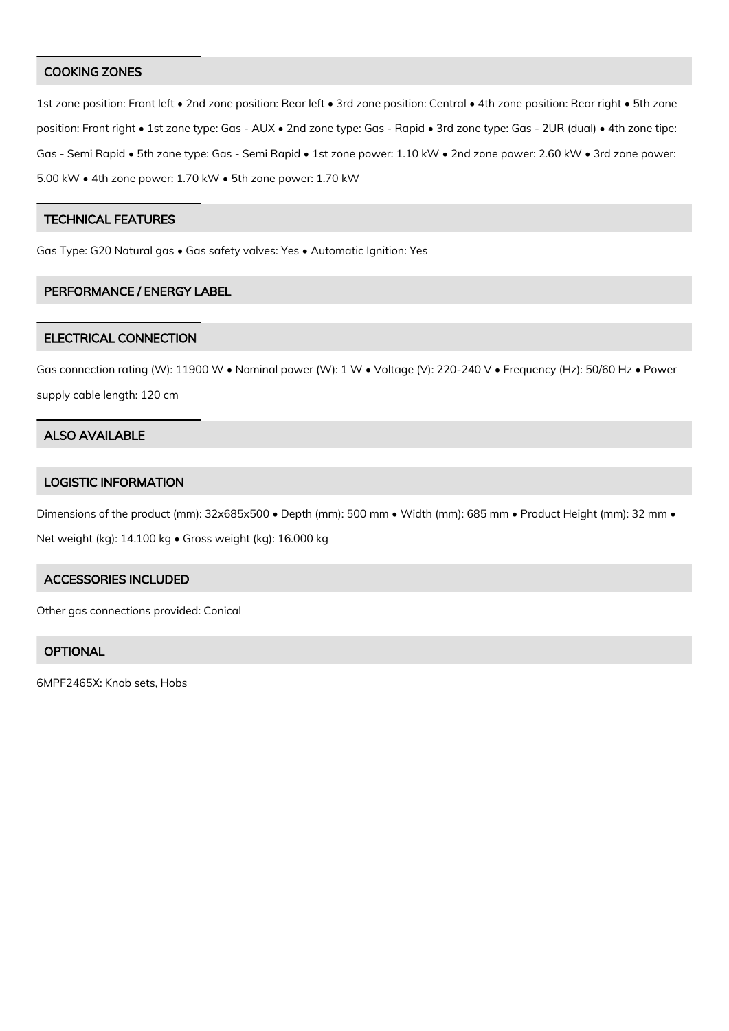## COOKING ZONES

1st zone position: Front left • 2nd zone position: Rear left • 3rd zone position: Central • 4th zone position: Rear right • 5th zone position: Front right • 1st zone type: Gas - AUX • 2nd zone type: Gas - Rapid • 3rd zone type: Gas - 2UR (dual) • 4th zone tipe: Gas - Semi Rapid • 5th zone type: Gas - Semi Rapid • 1st zone power: 1.10 kW • 2nd zone power: 2.60 kW • 3rd zone power: 5.00 kW • 4th zone power: 1.70 kW • 5th zone power: 1.70 kW

## TECHNICAL FEATURES

Gas Type: G20 Natural gas • Gas safety valves: Yes • Automatic Ignition: Yes

## PERFORMANCE / ENERGY LABEL

## ELECTRICAL CONNECTION

Gas connection rating (W): 11900 W • Nominal power (W): 1 W • Voltage (V): 220-240 V • Frequency (Hz): 50/60 Hz • Power supply cable length: 120 cm

## ALSO AVAILABLE

## LOGISTIC INFORMATION

Dimensions of the product (mm): 32x685x500 • Depth (mm): 500 mm • Width (mm): 685 mm • Product Height (mm): 32 mm • Net weight (kg): 14.100 kg • Gross weight (kg): 16.000 kg

## ACCESSORIES INCLUDED

Other gas connections provided: Conical

## OPTIONAL

6MPF2465X: Knob sets, Hobs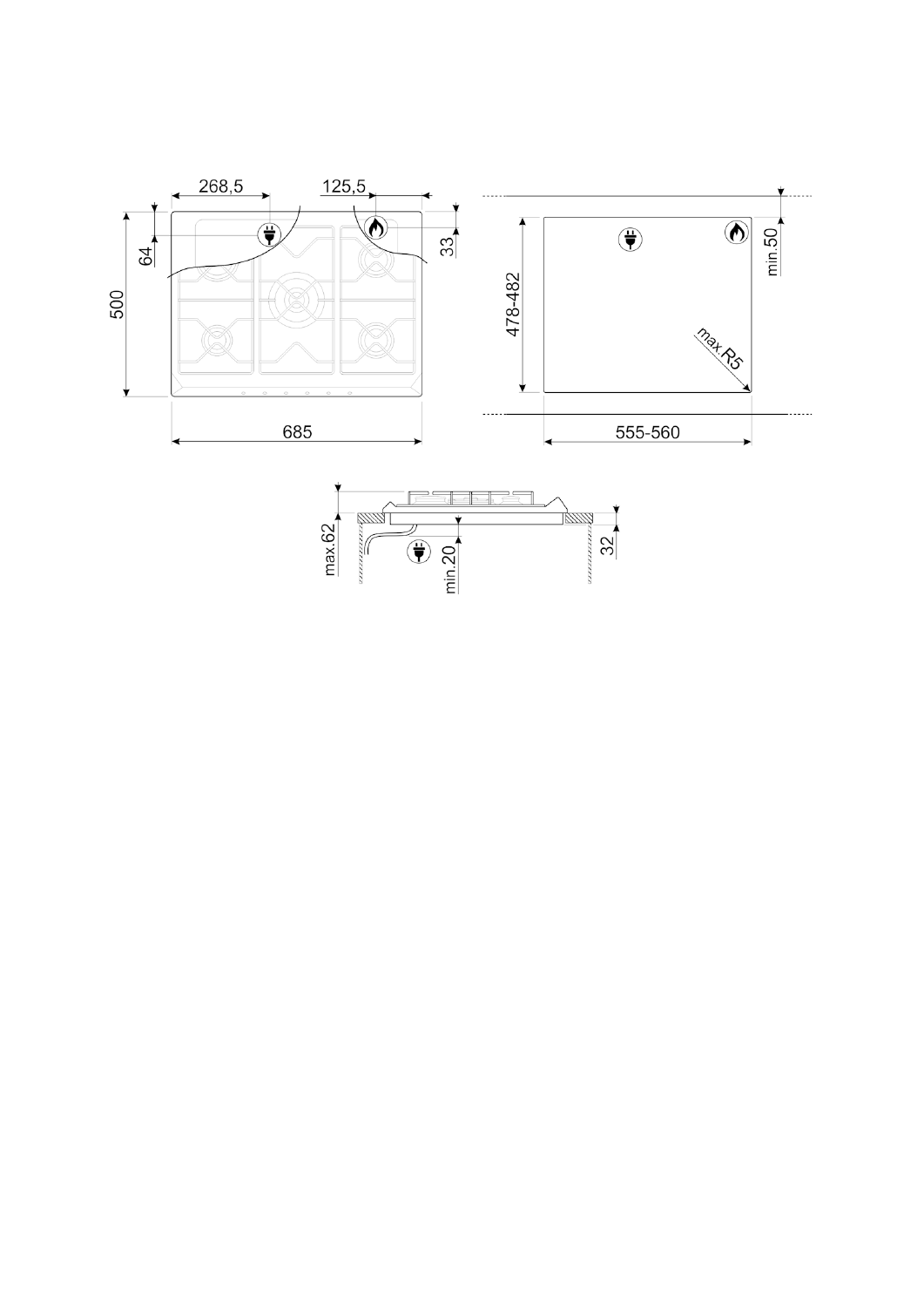268,5

125,5

64

33

500

685

478-482

min.50

max.R5

555-560

max.62

min.20

32